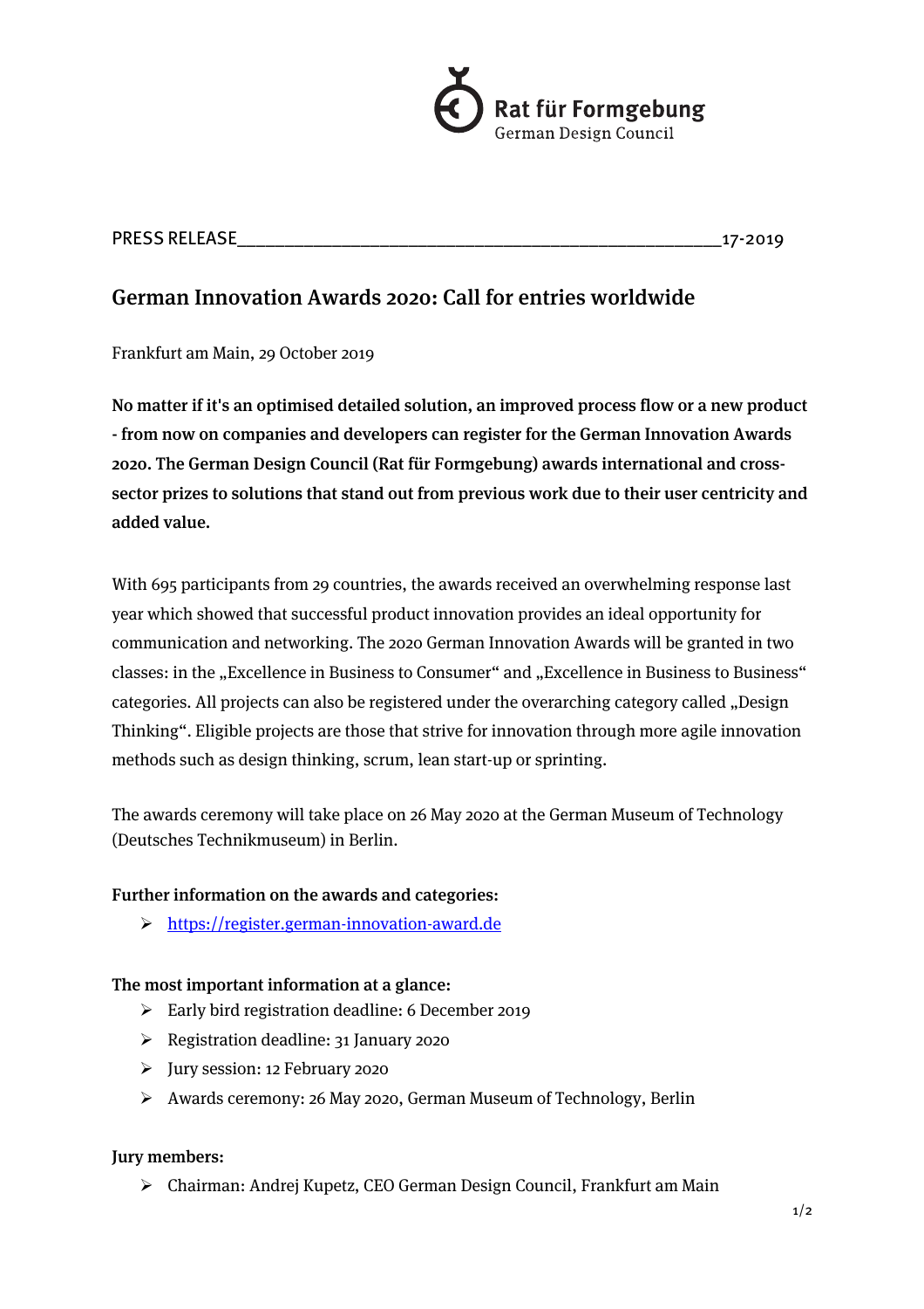Rat für Formgebung
German Design Council

PRESS RELEASE 17-2019

# German Innovation Awards 2020: Call for entries worldwide

Frankfurt am Main, 29 October 2019

**No matter if it's an optimised detailed solution, an improved process flow or a new product - from now on companies and developers can register for the German Innovation Awards 2020. The German Design Council (Rat für Formgebung) awards international and cross-sector prizes to solutions that stand out from previous work due to their user centricity and added value.**

With 695 participants from 29 countries, the awards received an overwhelming response last year which showed that successful product innovation provides an ideal opportunity for communication and networking. The 2020 German Innovation Awards will be granted in two classes: in the „Excellence in Business to Consumer“ and „Excellence in Business to Business“ categories. All projects can also be registered under the overarching category called „Design Thinking“. Eligible projects are those that strive for innovation through more agile innovation methods such as design thinking, scrum, lean start-up or sprinting.

The awards ceremony will take place on 26 May 2020 at the German Museum of Technology (Deutsches Technikmuseum) in Berlin.

**Further information on the awards and categories:**

- https://register.german-innovation-award.de

**The most important information at a glance:**

- Early bird registration deadline: 6 December 2019
- Registration deadline: 31 January 2020
- Jury session: 12 February 2020
- Awards ceremony: 26 May 2020, German Museum of Technology, Berlin

**Jury members:**

- Chairman: Andrej Kupetz, CEO German Design Council, Frankfurt am Main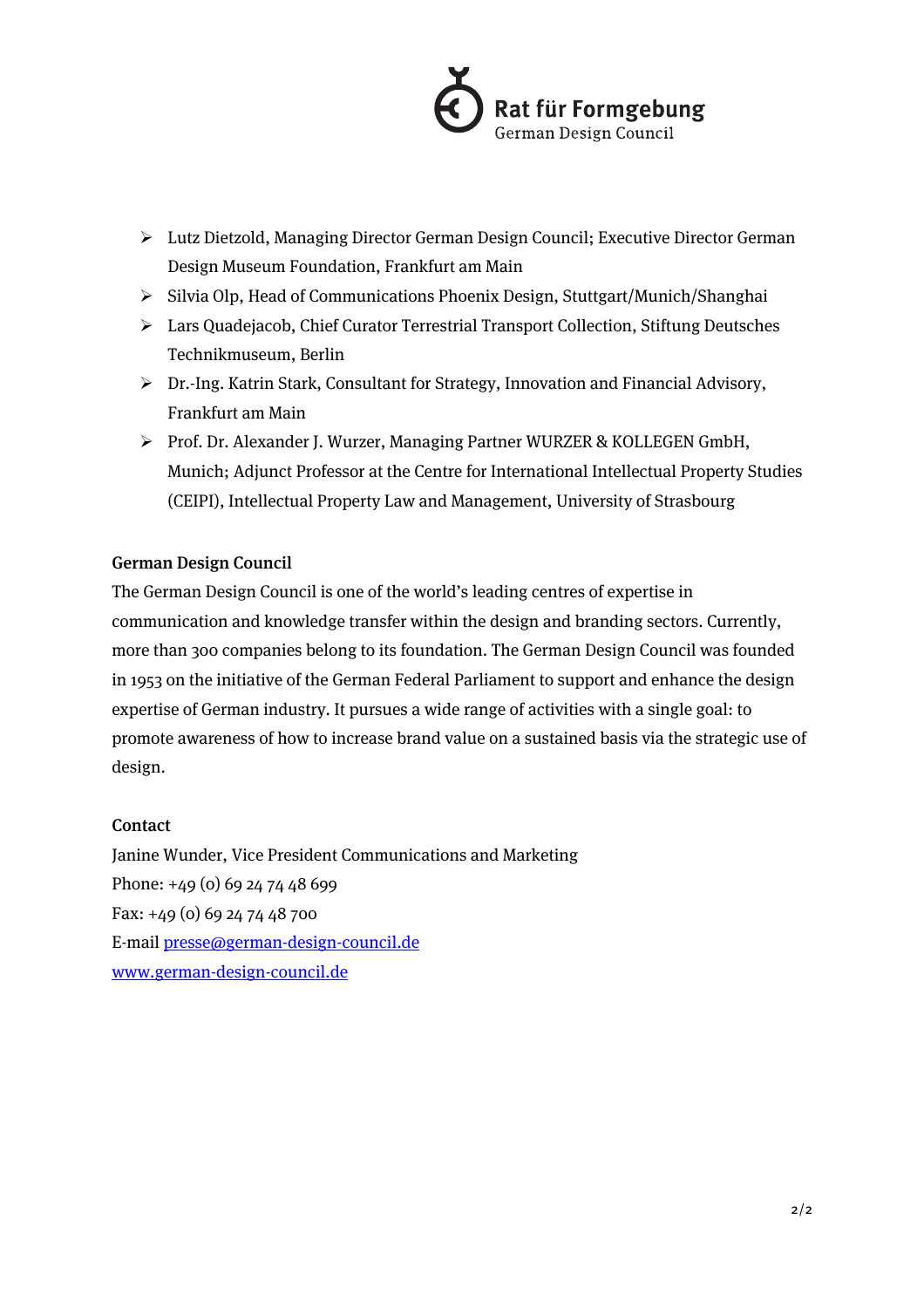- Lutz Dietzold, Managing Director German Design Council; Executive Director German Design Museum Foundation, Frankfurt am Main
- Silvia Olp, Head of Communications Phoenix Design, Stuttgart/Munich/Shanghai
- Lars Quadejacob, Chief Curator Terrestrial Transport Collection, Stiftung Deutsches Technikmuseum, Berlin
- Dr.-Ing. Katrin Stark, Consultant for Strategy, Innovation and Financial Advisory, Frankfurt am Main
- Prof. Dr. Alexander J. Wurzer, Managing Partner WURZER & KOLLEGEN GmbH, Munich; Adjunct Professor at the Centre for International Intellectual Property Studies (CEIPI), Intellectual Property Law and Management, University of Strasbourg

**German Design Council**

The German Design Council is one of the world's leading centres of expertise in communication and knowledge transfer within the design and branding sectors. Currently, more than 300 companies belong to its foundation. The German Design Council was founded in 1953 on the initiative of the German Federal Parliament to support and enhance the design expertise of German industry. It pursues a wide range of activities with a single goal: to promote awareness of how to increase brand value on a sustained basis via the strategic use of design.

**Contact**

Janine Wunder, Vice President Communications and Marketing
Phone: +49 (0) 69 24 74 48 699
Fax: +49 (0) 69 24 74 48 700
E-mail presse@german-design-council.de
www.german-design-council.de